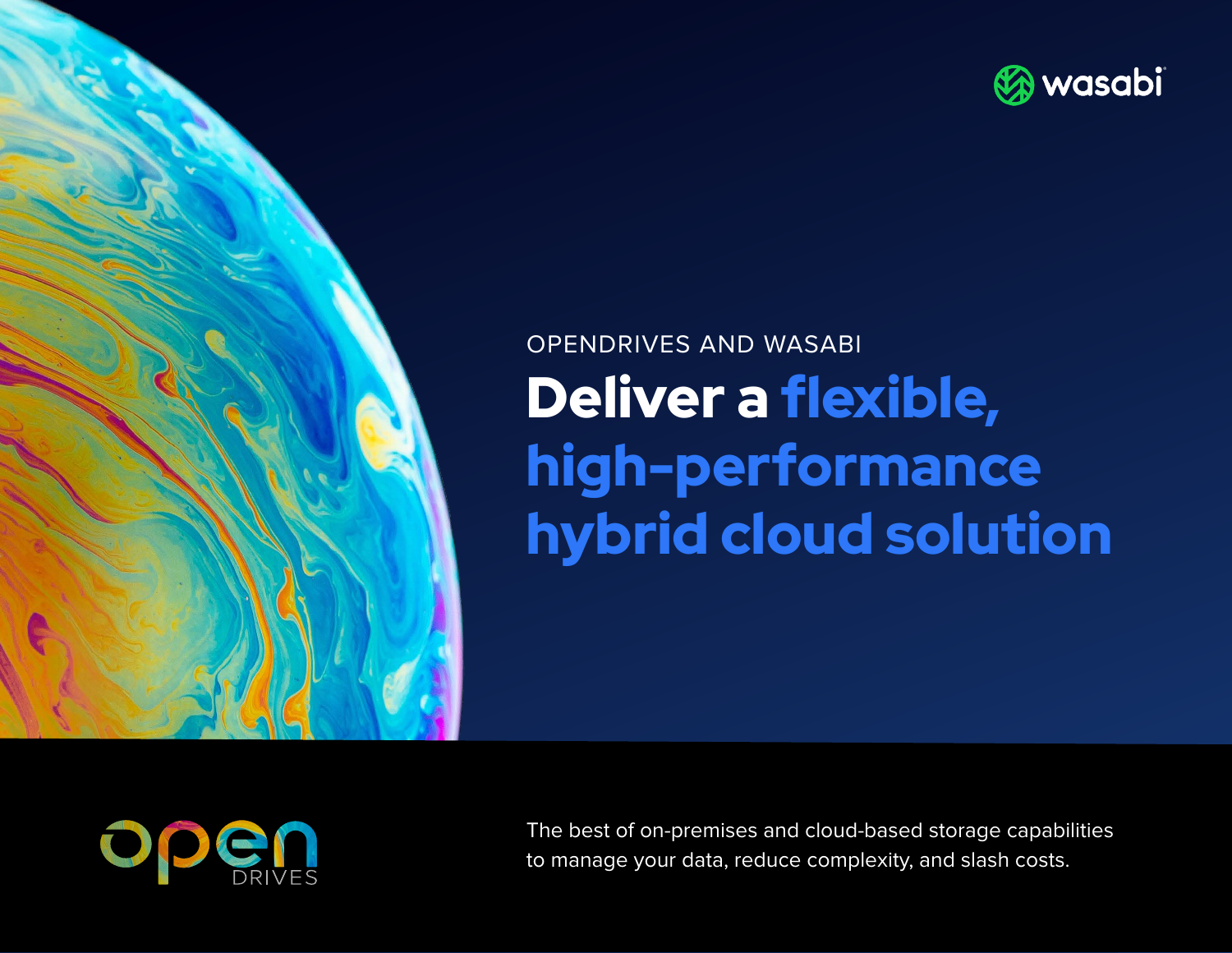OPENDRIVES AND WASABI

# Deliver a flexible, high-performance hybrid cloud solution

The best of on-premises and cloud-based storage capabilities to manage your data, reduce complexity, and slash costs.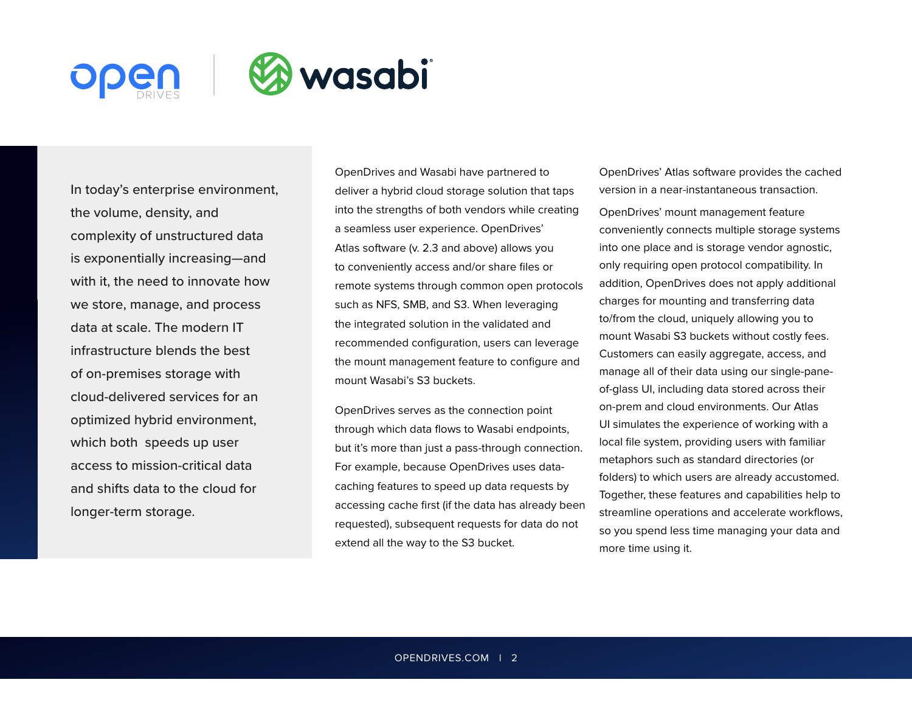In today's enterprise environment, the volume, density, and complexity of unstructured data is exponentially increasing—and with it, the need to innovate how we store, manage, and process data at scale. The modern IT infrastructure blends the best of on-premises storage with cloud-delivered services for an optimized hybrid environment, which both speeds up user access to mission-critical data and shifts data to the cloud for longer-term storage.

OpenDrives and Wasabi have partnered to deliver a hybrid cloud storage solution that taps into the strengths of both vendors while creating a seamless user experience. OpenDrives' Atlas software (v. 2.3 and above) allows you to conveniently access and/or share files or remote systems through common open protocols such as NFS, SMB, and S3. When leveraging the integrated solution in the validated and recommended configuration, users can leverage the mount management feature to configure and mount Wasabi's S3 buckets.

OpenDrives serves as the connection point through which data flows to Wasabi endpoints, but it's more than just a pass-through connection. For example, because OpenDrives uses data-caching features to speed up data requests by accessing cache first (if the data has already been requested), subsequent requests for data do not extend all the way to the S3 bucket. OpenDrives' Atlas software provides the cached version in a near-instantaneous transaction.

OpenDrives' mount management feature conveniently connects multiple storage systems into one place and is storage vendor agnostic, only requiring open protocol compatibility. In addition, OpenDrives does not apply additional charges for mounting and transferring data to/from the cloud, uniquely allowing you to mount Wasabi S3 buckets without costly fees. Customers can easily aggregate, access, and manage all of their data using our single-pane-of-glass UI, including data stored across their on-prem and cloud environments. Our Atlas UI simulates the experience of working with a local file system, providing users with familiar metaphors such as standard directories (or folders) to which users are already accustomed. Together, these features and capabilities help to streamline operations and accelerate workflows, so you spend less time managing your data and more time using it.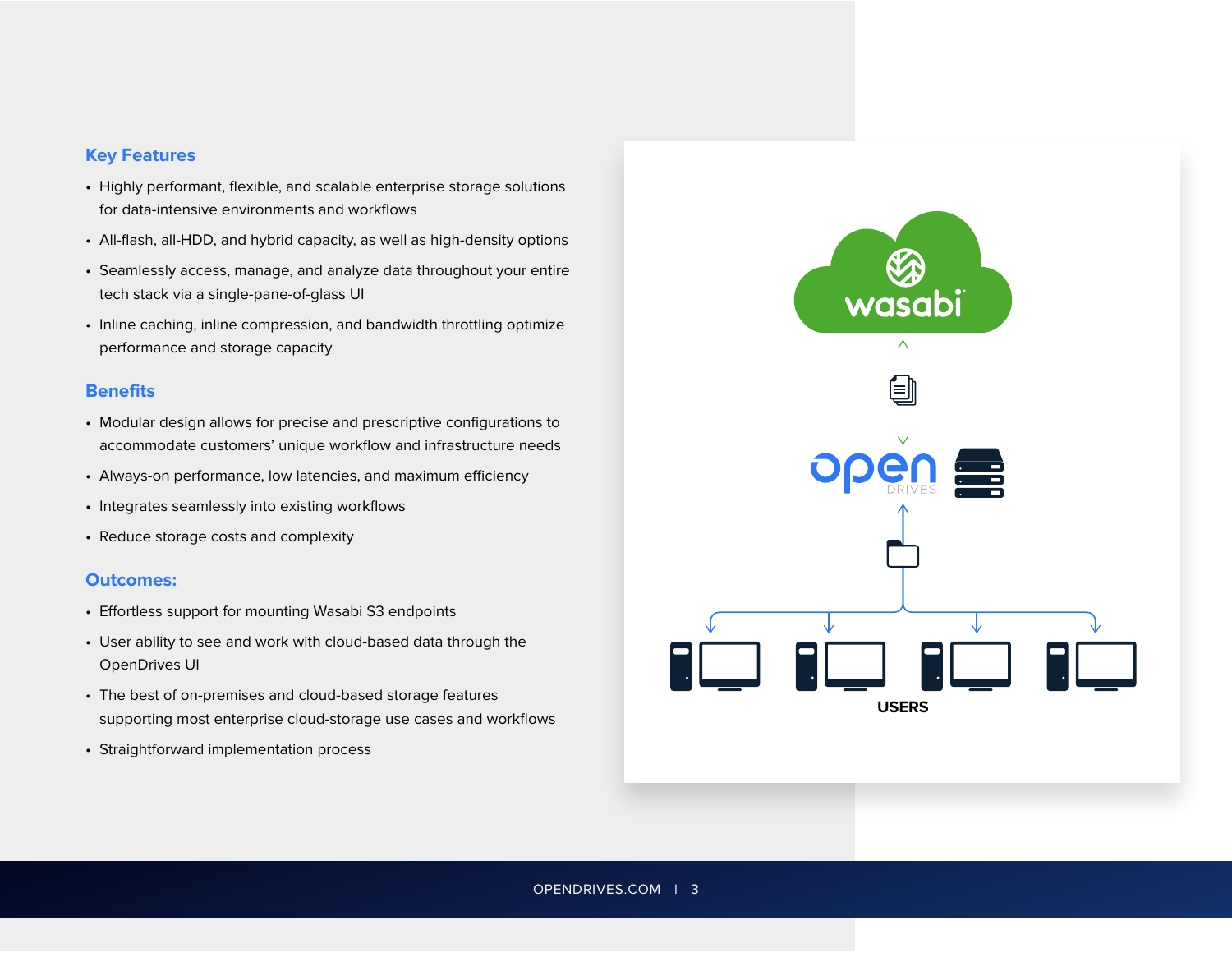## Key Features

- Highly performant, flexible, and scalable enterprise storage solutions for data-intensive environments and workflows
- All-flash, all-HDD, and hybrid capacity, as well as high-density options
- Seamlessly access, manage, and analyze data throughout your entire tech stack via a single-pane-of-glass UI
- Inline caching, inline compression, and bandwidth throttling optimize performance and storage capacity

## Benefits

- Modular design allows for precise and prescriptive configurations to accommodate customers' unique workflow and infrastructure needs
- Always-on performance, low latencies, and maximum efficiency
- Integrates seamlessly into existing workflows
- Reduce storage costs and complexity

## Outcomes:

- Effortless support for mounting Wasabi S3 endpoints
- User ability to see and work with cloud-based data through the OpenDrives UI
- The best of on-premises and cloud-based storage features supporting most enterprise cloud-storage use cases and workflows
- Straightforward implementation process

wasabi

open DRIVES

USERS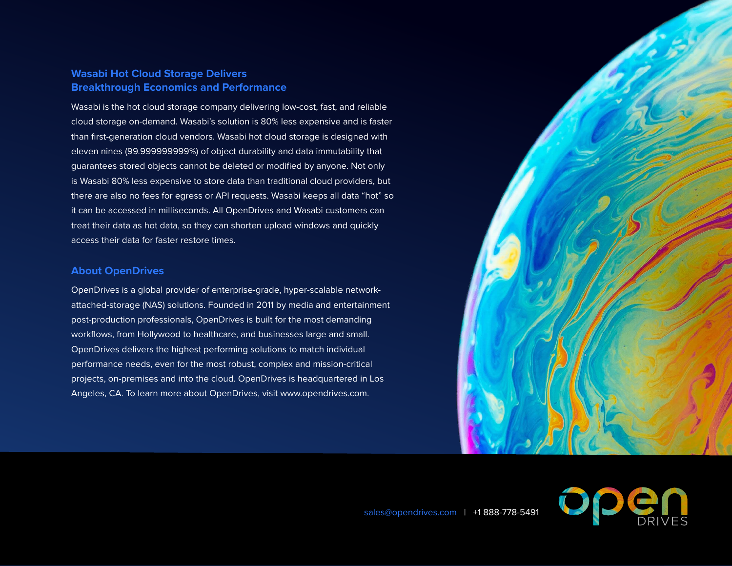## Wasabi Hot Cloud Storage Delivers Breakthrough Economics and Performance

Wasabi is the hot cloud storage company delivering low-cost, fast, and reliable cloud storage on-demand. Wasabi's solution is 80% less expensive and is faster than first-generation cloud vendors. Wasabi hot cloud storage is designed with eleven nines (99.999999999%) of object durability and data immutability that guarantees stored objects cannot be deleted or modified by anyone. Not only is Wasabi 80% less expensive to store data than traditional cloud providers, but there are also no fees for egress or API requests. Wasabi keeps all data "hot" so it can be accessed in milliseconds. All OpenDrives and Wasabi customers can treat their data as hot data, so they can shorten upload windows and quickly access their data for faster restore times.

## About OpenDrives

OpenDrives is a global provider of enterprise-grade, hyper-scalable network-attached-storage (NAS) solutions. Founded in 2011 by media and entertainment post-production professionals, OpenDrives is built for the most demanding workflows, from Hollywood to healthcare, and businesses large and small. OpenDrives delivers the highest performing solutions to match individual performance needs, even for the most robust, complex and mission-critical projects, on-premises and into the cloud. OpenDrives is headquartered in Los Angeles, CA. To learn more about OpenDrives, visit www.opendrives.com.

sales@opendrives.com | +1 888-778-5491

open DRIVES